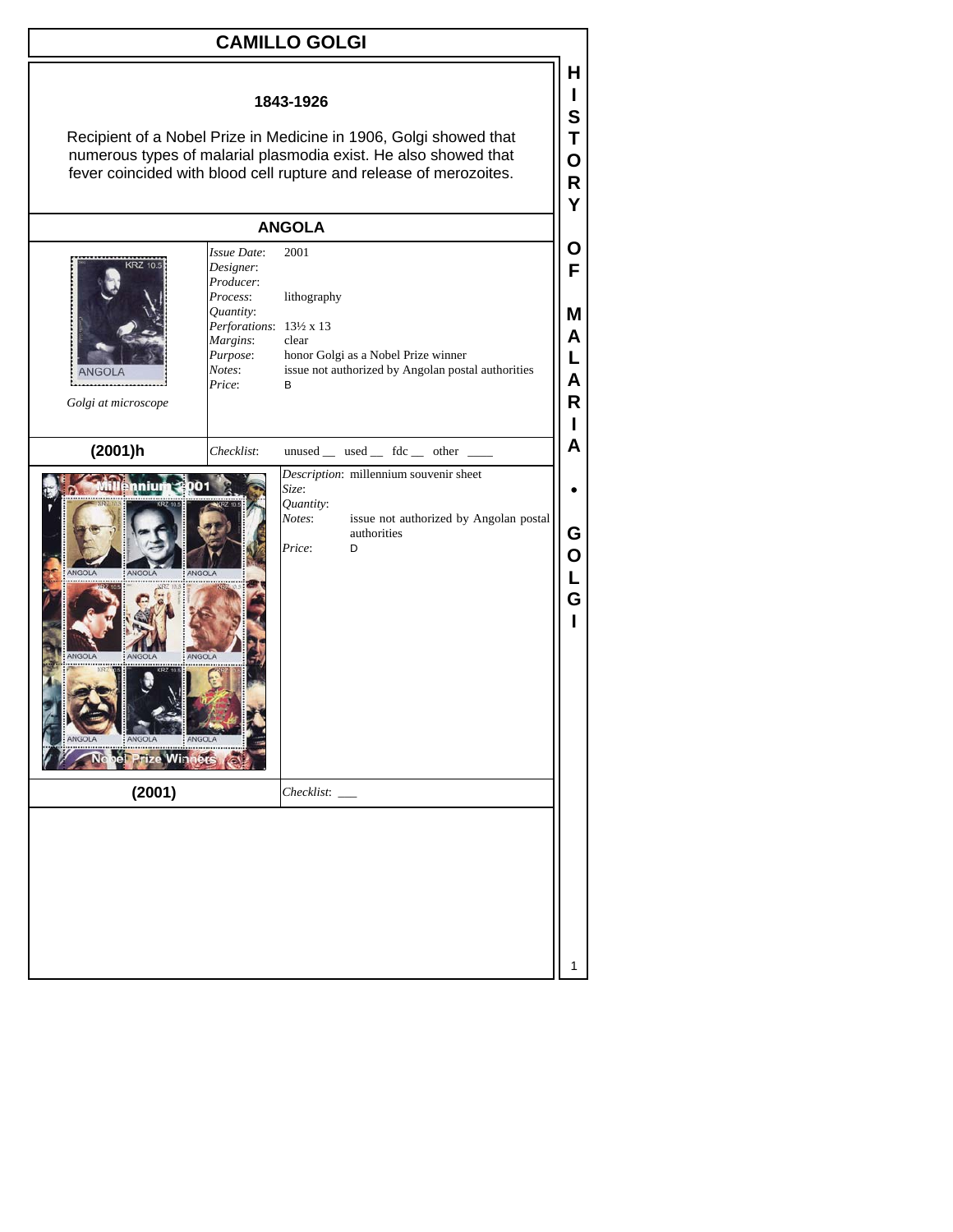# CAMILLO GOLGI

**1843-1926**

Recipient of a Nobel Prize in Medicine in 1906, Golgi showed that numerous types of malarial plasmodia exist. He also showed that fever coincided with blood cell rupture and release of merozoites.

## ANGOLA

*Golgi at microscope*

*Issue Date*: 2001
*Designer*:
*Producer*:
*Process*: lithography
*Quantity*:
*Perforations*: 13½ x 13
*Margins*: clear
*Purpose*: honor Golgi as a Nobel Prize winner
*Notes*: issue not authorized by Angolan postal authorities
*Price*: B

**(2001)h**

*Checklist*: unused __ used __ fdc __ other ____

*Description*: millennium souvenir sheet
*Size*:
*Quantity*:
*Notes*: issue not authorized by Angolan postal authorities
*Price*: D

**(2001)**

*Checklist*: ___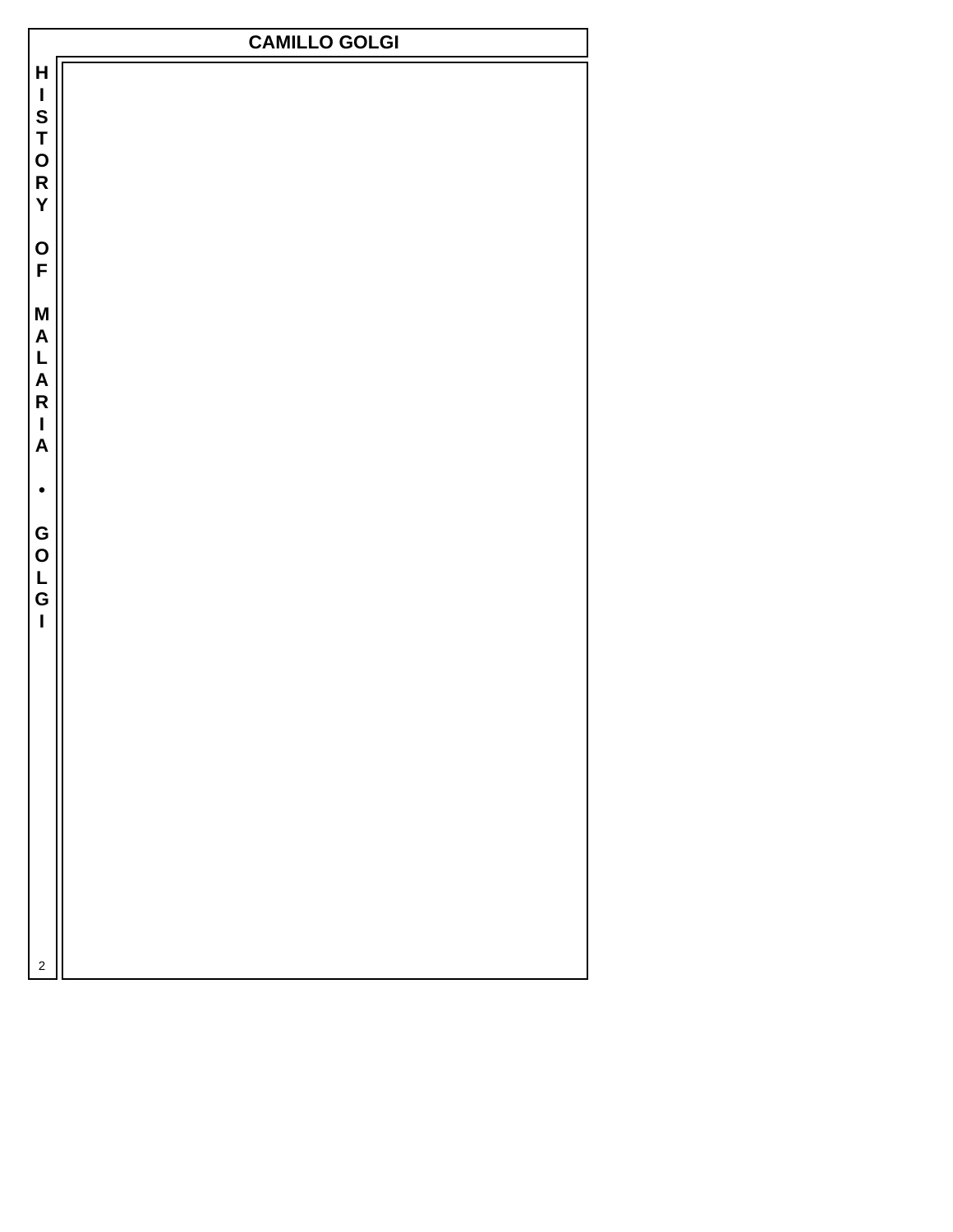# CAMILLO GOLGI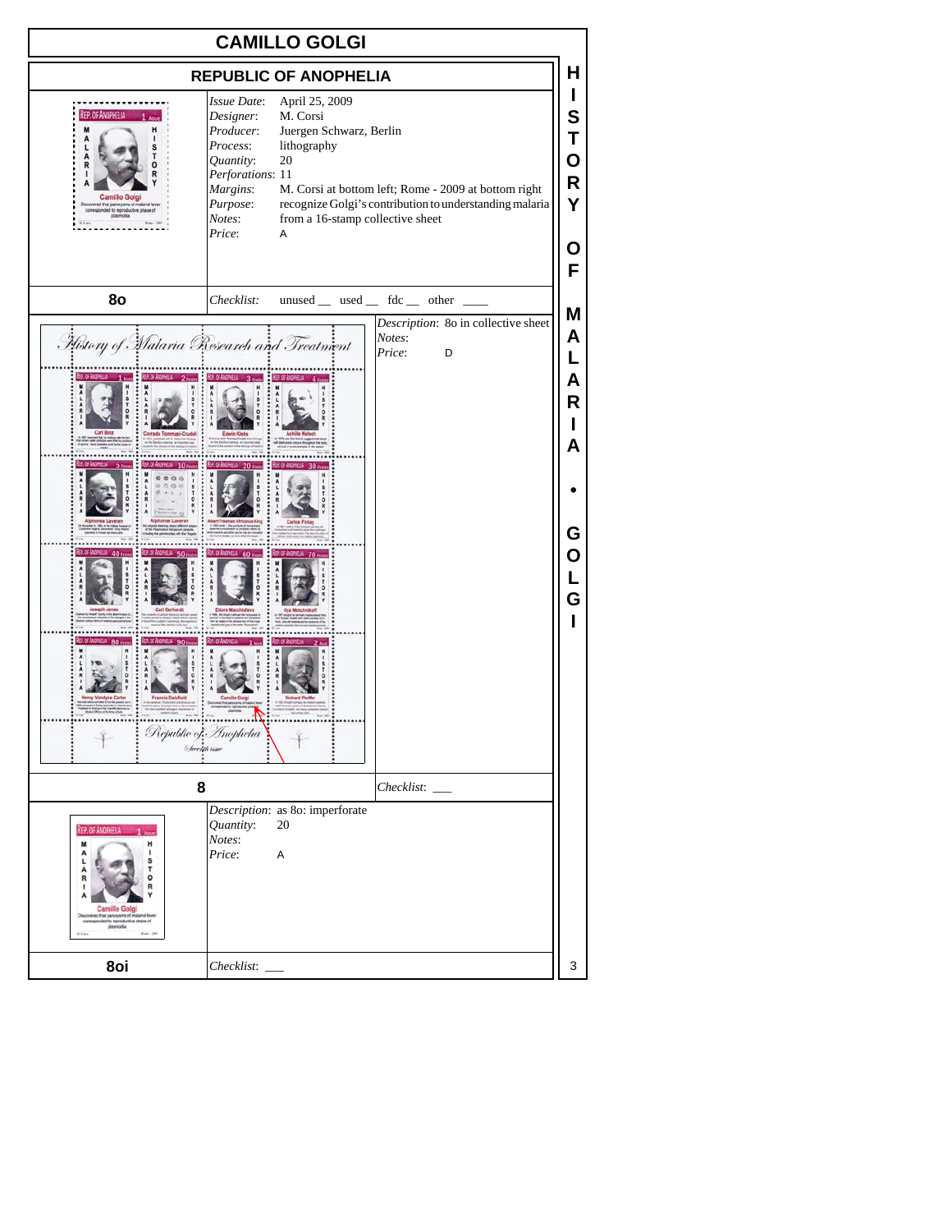# CAMILLO GOLGI

## REPUBLIC OF ANOPHELIA

*Issue Date*: April 25, 2009
*Designer*: M. Corsi
*Producer*: Juergen Schwarz, Berlin
*Process*: lithography
*Quantity*: 20
*Perforations*: 11
*Margins*: M. Corsi at bottom left; Rome - 2009 at bottom right
*Purpose*: recognize Golgi's contribution to understanding malaria
*Notes*: from a 16-stamp collective sheet
*Price*: A

**8o**

*Checklist*: unused __ used __ fdc __ other ____

*Description*: 8o in collective sheet
*Notes*:
*Price*: D

**8**

*Checklist*: ___

*Description*: as 8o: imperforate
*Quantity*: 20
*Notes*:
*Price*: A

**8oi**

*Checklist*: ___

HISTORY OF MALARIA • GOLGI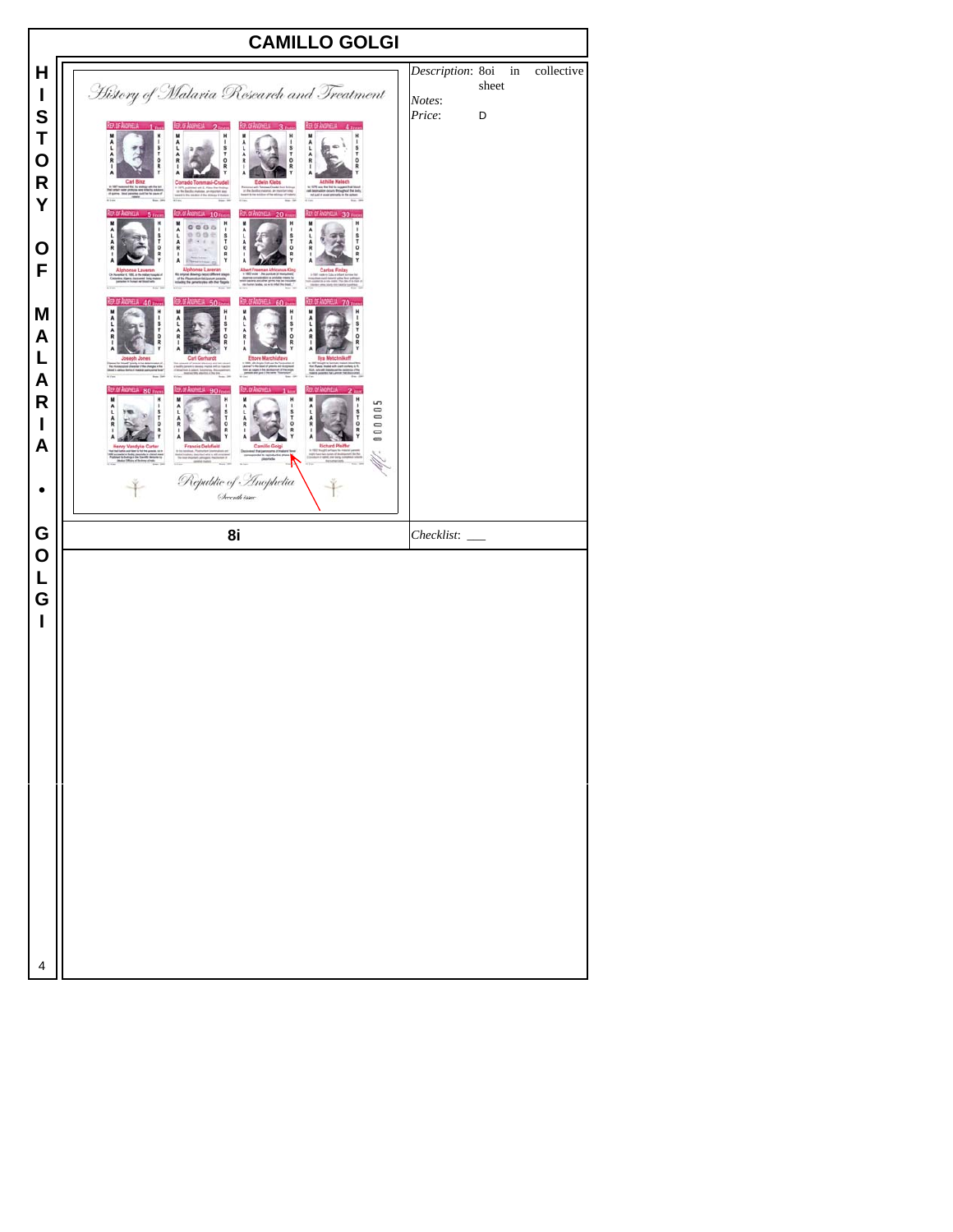# CAMILLO GOLGI

HISTORY OF MALARIA • GOLGI

History of Malaria Research and Treatment

Republic of Anophelia

Seventh issue

**Description**: 8oi in collective sheet

**Notes**:

**Price**: D

**8i**

**Checklist**: ___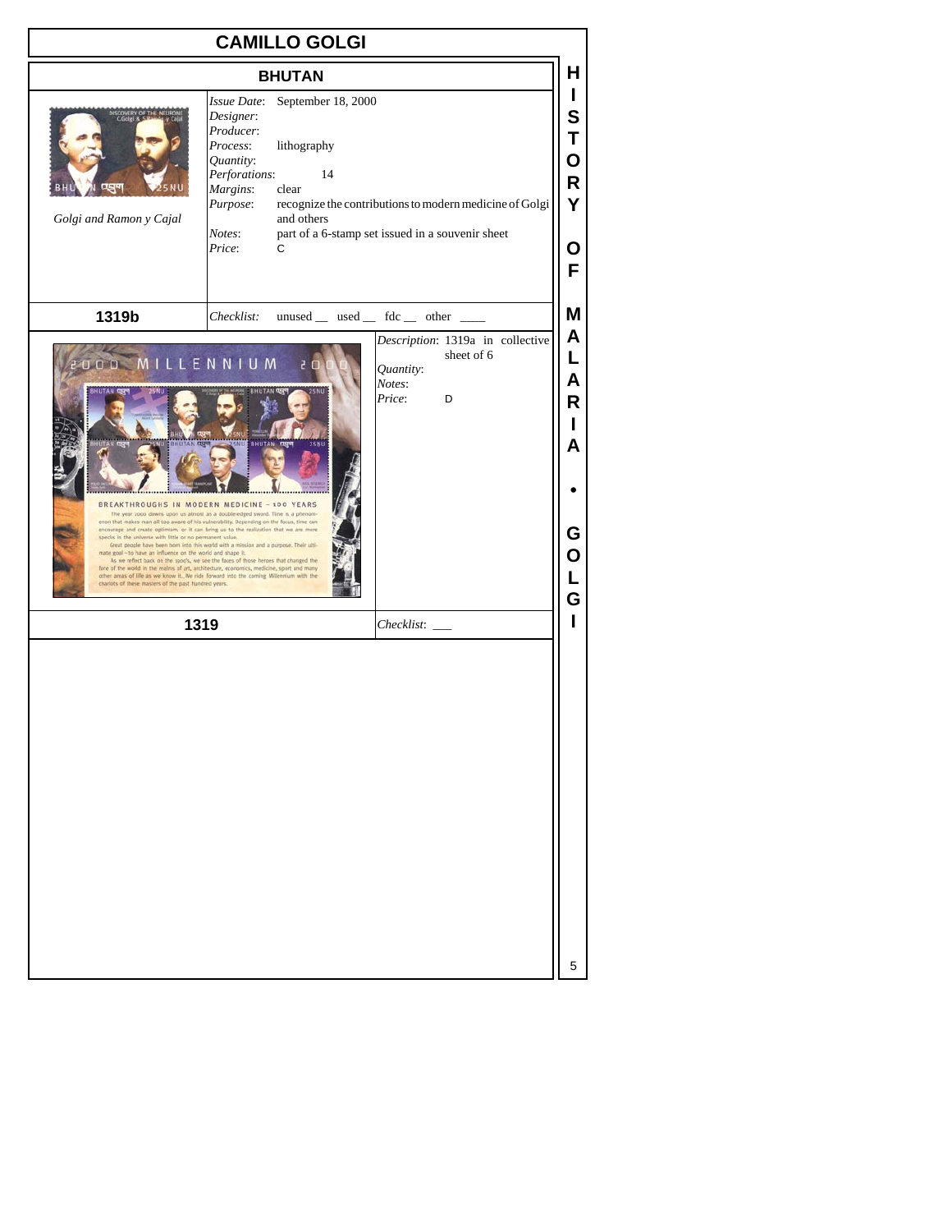# CAMILLO GOLGI

## BHUTAN

*Golgi and Ramon y Cajal*

*Issue Date*: September 18, 2000
*Designer*:
*Producer*:
*Process*: lithography
*Quantity*:
*Perforations*: 14
*Margins*: clear
*Purpose*: recognize the contributions to modern medicine of Golgi and others
*Notes*: part of a 6-stamp set issued in a souvenir sheet
*Price*: C

**1319b**

*Checklist*: unused __ used __ fdc __ other ____

*Description*: 1319a in collective sheet of 6
*Quantity*:
*Notes*:
*Price*: D

**1319**

*Checklist*: ___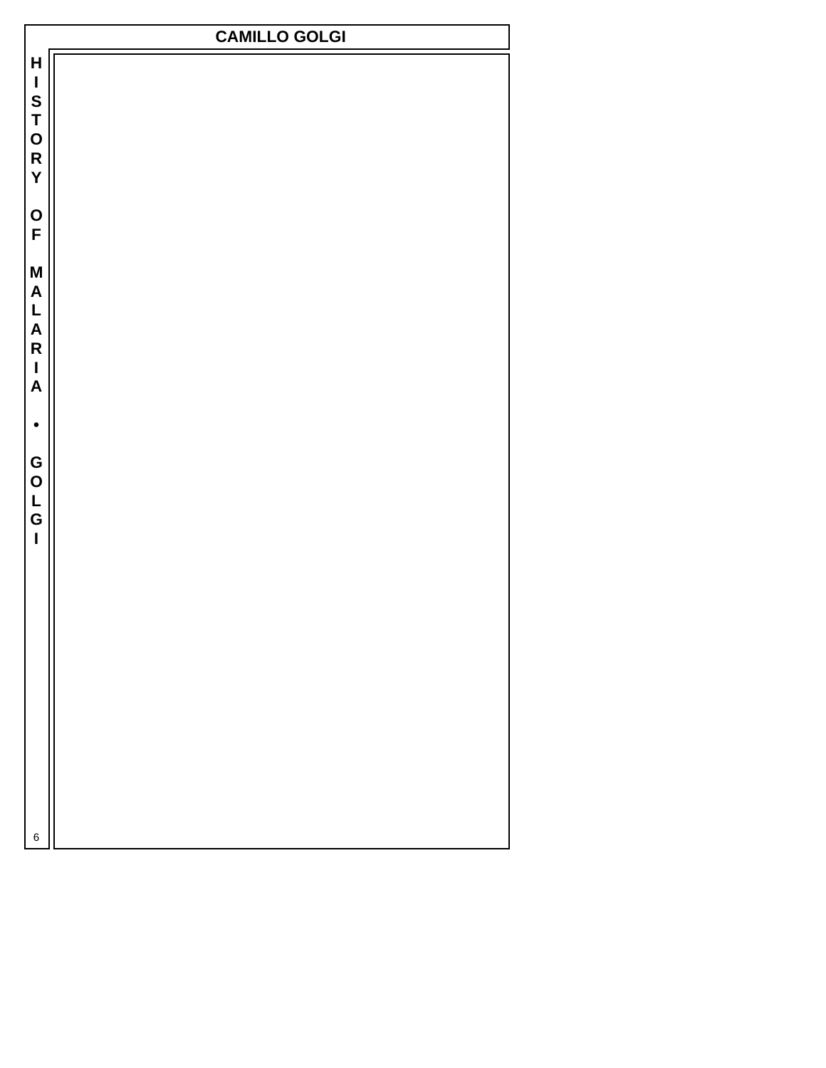# CAMILLO GOLGI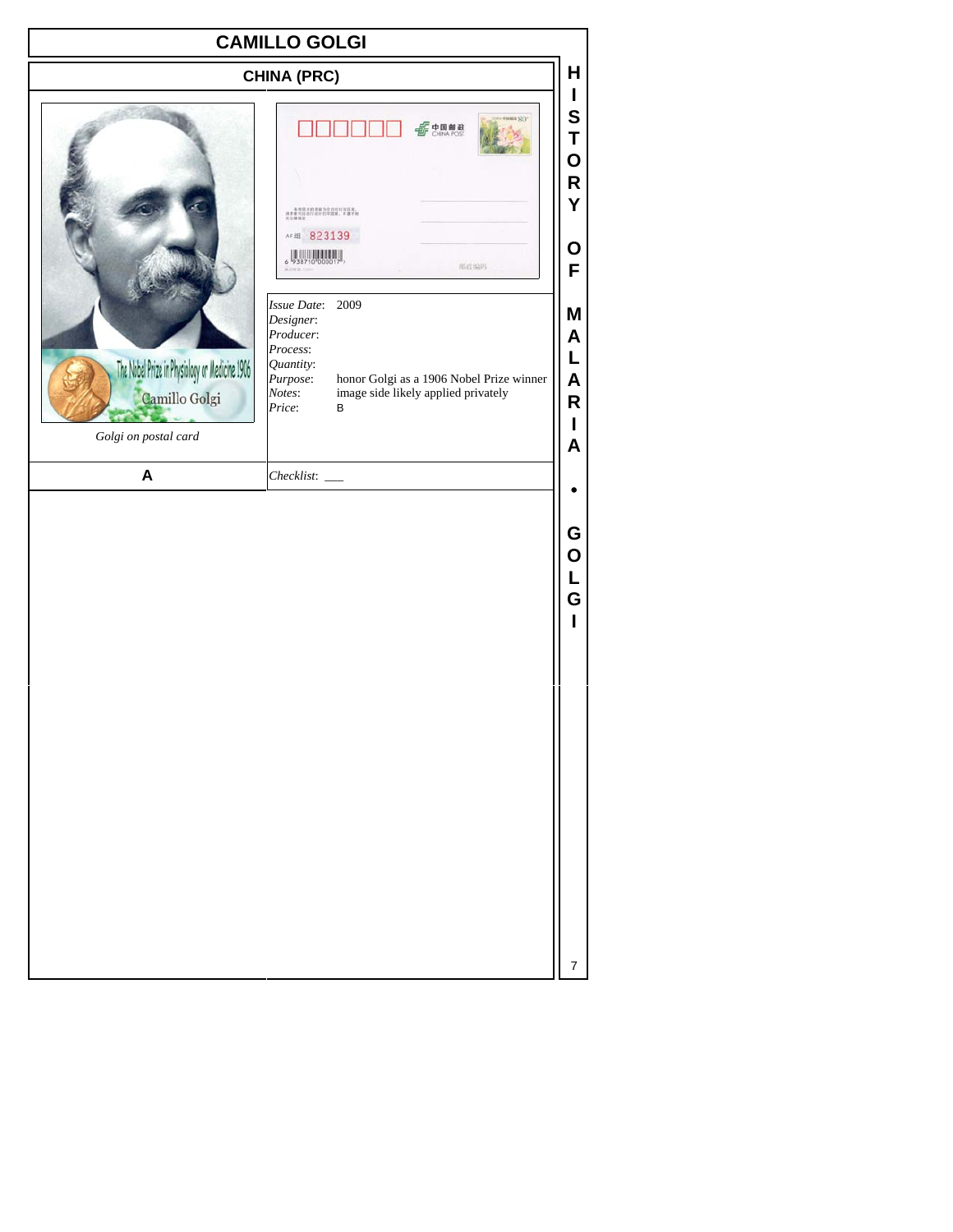# CAMILLO GOLGI

## CHINA (PRC)

Golgi on postal card

**A**

*Issue Date*: 2009
*Designer*:
*Producer*:
*Process*:
*Quantity*:
*Purpose*: honor Golgi as a 1906 Nobel Prize winner
*Notes*: image side likely applied privately
*Price*: B

*Checklist*: ___

HISTORY OF MALARIA • GOLGI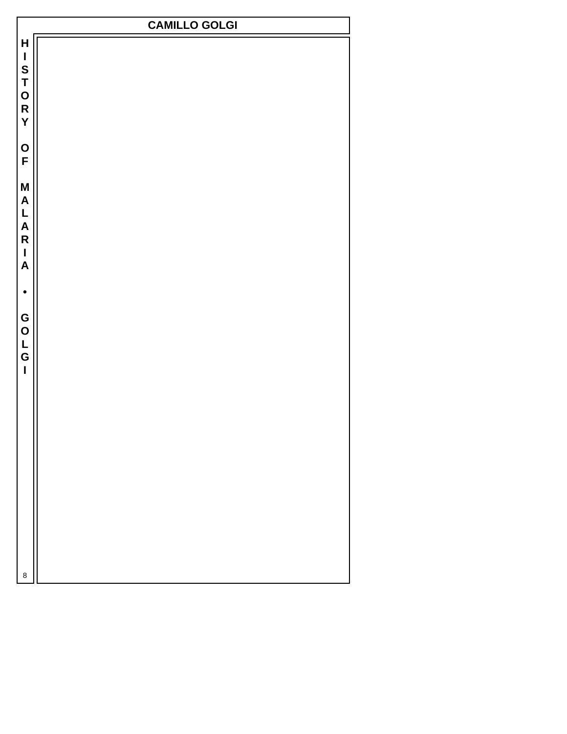# CAMILLO GOLGI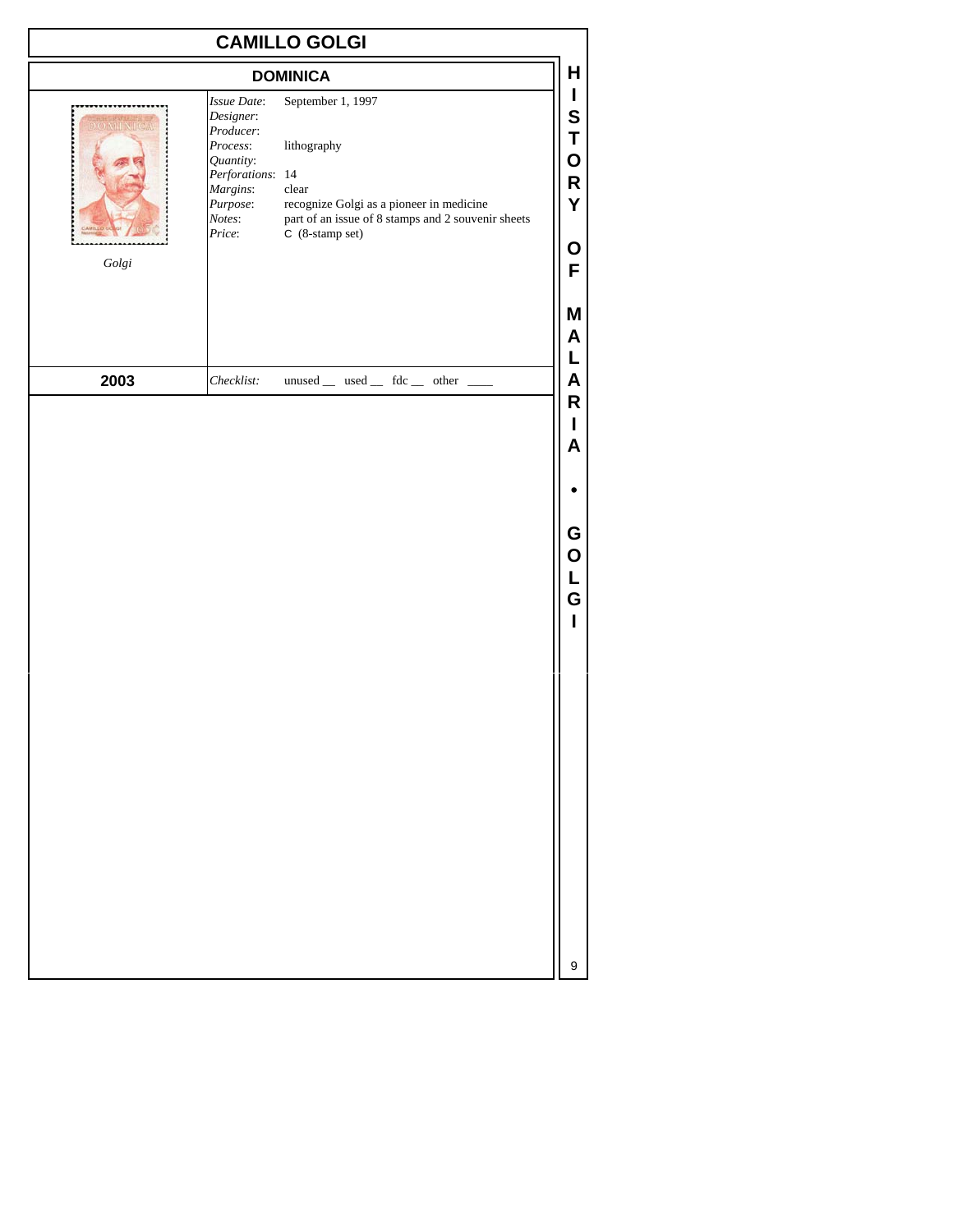# CAMILLO GOLGI

## DOMINICA

Golgi

| | |
|---|---|
| *Issue Date*: | September 1, 1997 |
| *Designer*: | |
| *Producer*: | |
| *Process*: | lithography |
| *Quantity*: | |
| *Perforations*: | 14 |
| *Margins*: | clear |
| *Purpose*: | recognize Golgi as a pioneer in medicine |
| *Notes*: | part of an issue of 8 stamps and 2 souvenir sheets |
| *Price*: | C (8-stamp set) |

**2003** *Checklist:* unused __ used __ fdc __ other ____

HISTORY OF MALARIA • GOLGI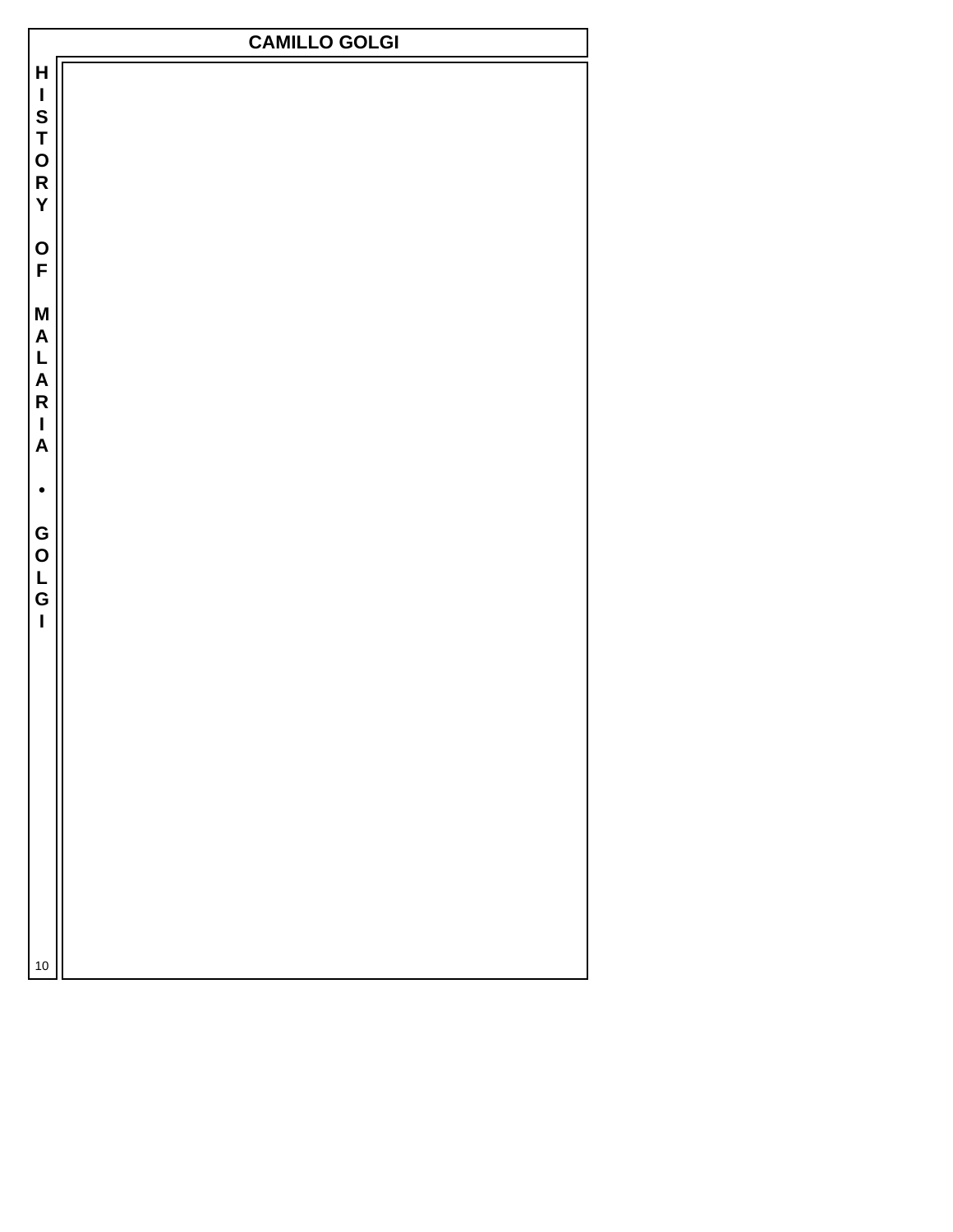# CAMILLO GOLGI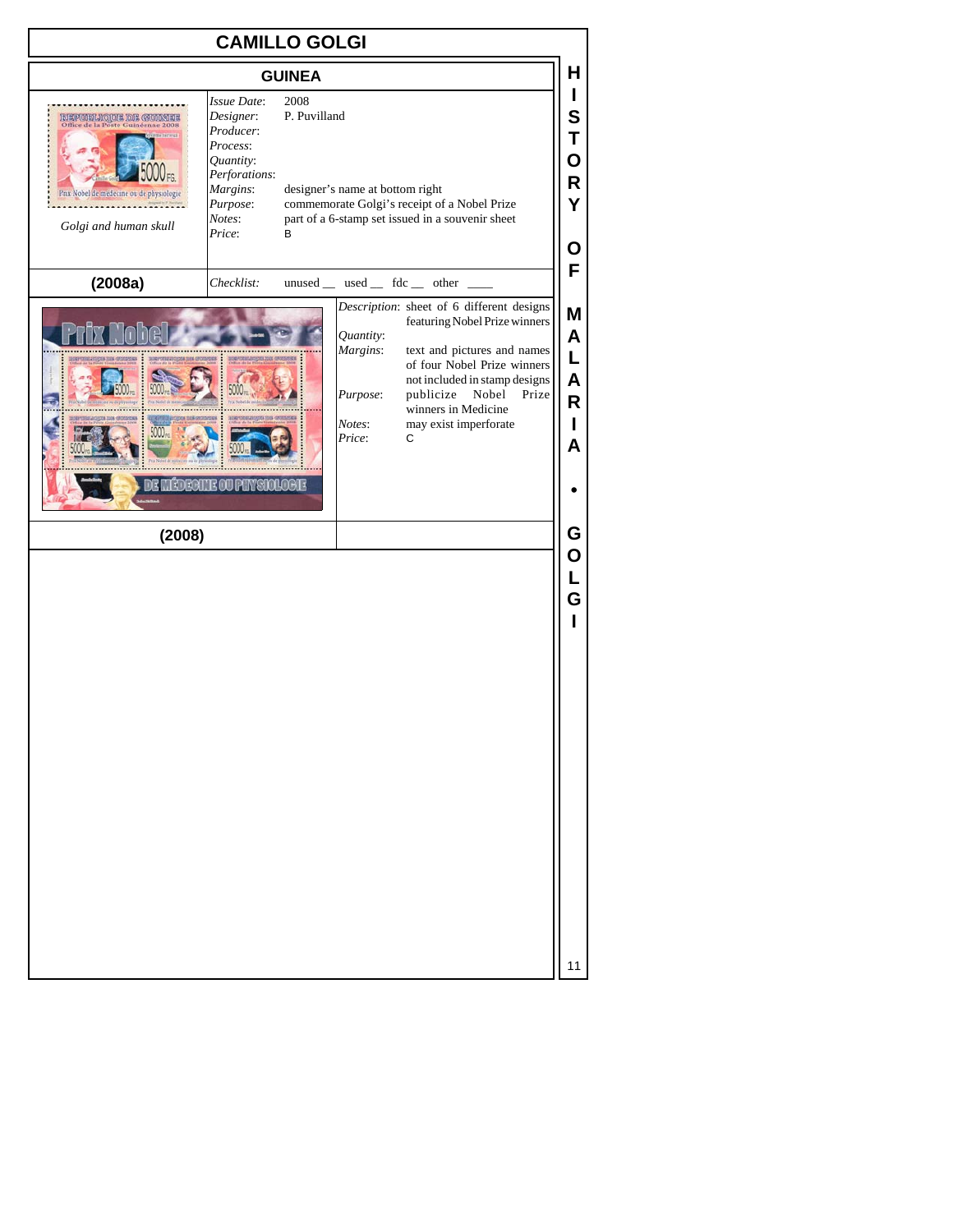# CAMILLO GOLGI

## GUINEA

*Golgi and human skull*

| | |
|---|---|
| *Issue Date*: | 2008 |
| *Designer*: | P. Puvilland |
| *Producer*: | |
| *Process*: | |
| *Quantity*: | |
| *Perforations*: | |
| *Margins*: | designer's name at bottom right |
| *Purpose*: | commemorate Golgi's receipt of a Nobel Prize |
| *Notes*: | part of a 6-stamp set issued in a souvenir sheet |
| *Price*: | B |

**(2008a)**

*Checklist*: unused __ used __ fdc __ other ____

| | |
|---|---|
| *Description*: | sheet of 6 different designs featuring Nobel Prize winners |
| *Quantity*: | |
| *Margins*: | text and pictures and names of four Nobel Prize winners not included in stamp designs |
| *Purpose*: | publicize Nobel Prize winners in Medicine |
| *Notes*: | may exist imperforate |
| *Price*: | C |

**(2008)**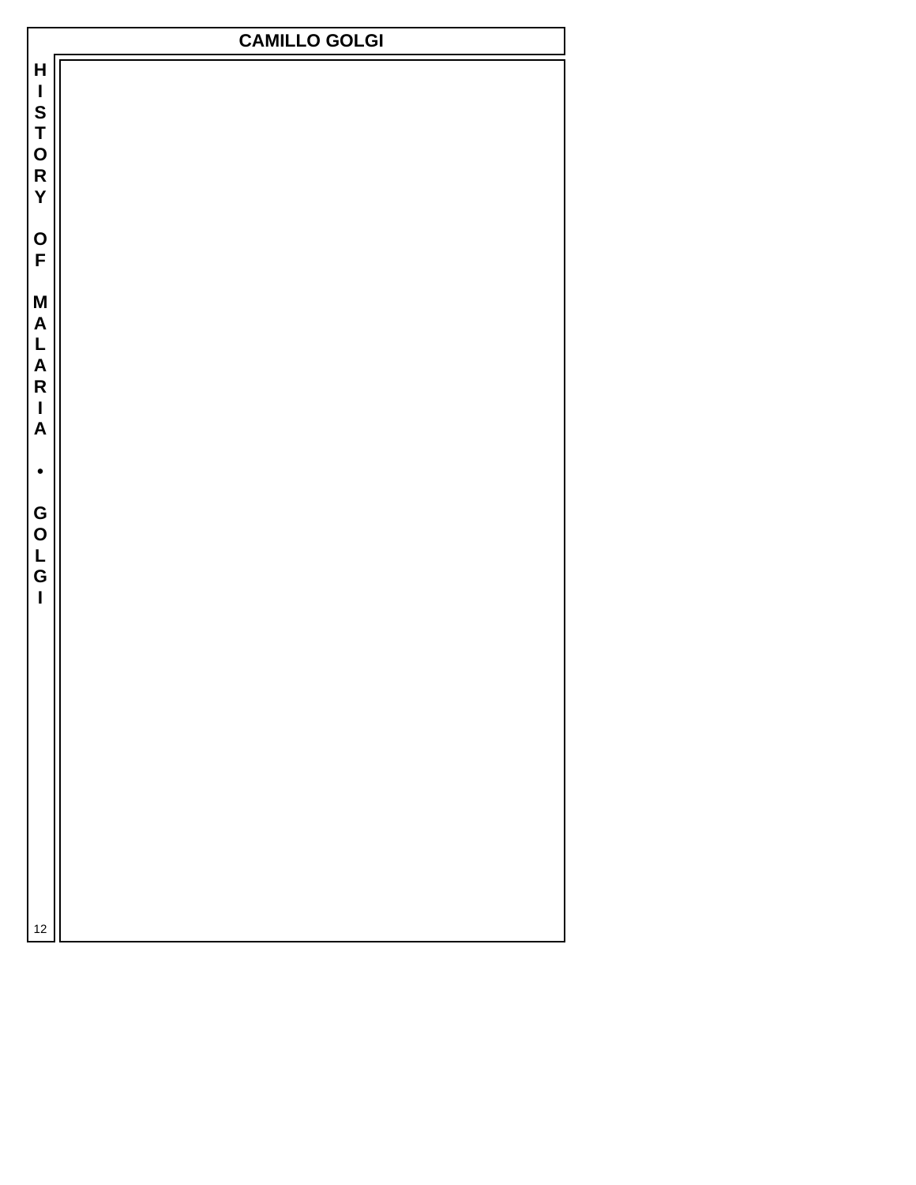# CAMILLO GOLGI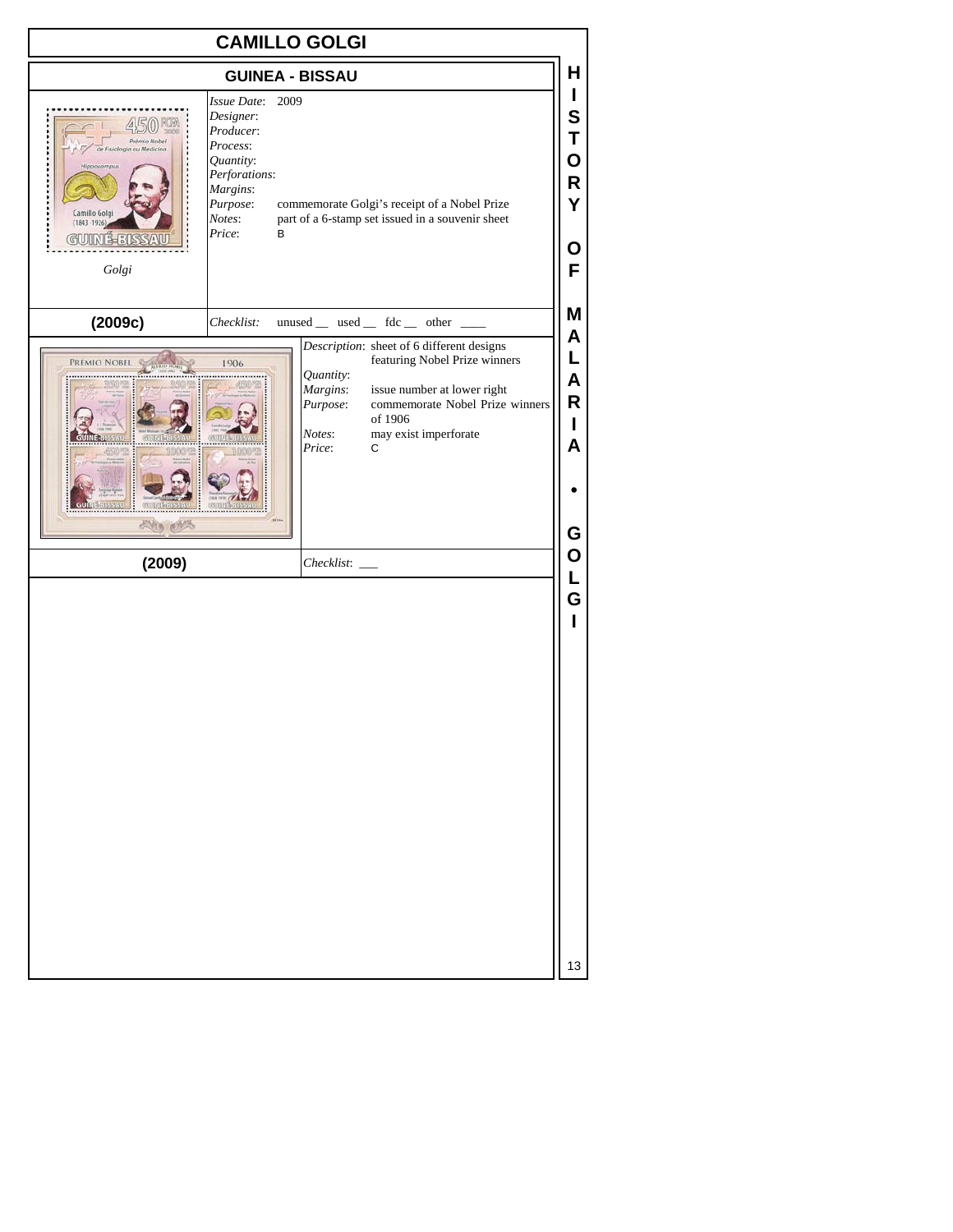# CAMILLO GOLGI

## GUINEA - BISSAU

*Golgi*

*Issue Date*: 2009
*Designer*:
*Producer*:
*Process*:
*Quantity*:
*Perforations*:
*Margins*:
*Purpose*: commemorate Golgi's receipt of a Nobel Prize
*Notes*: part of a 6-stamp set issued in a souvenir sheet
*Price*: B

**(2009c)** *Checklist*: unused __ used __ fdc __ other ____

*Description*: sheet of 6 different designs featuring Nobel Prize winners
*Quantity*:
*Margins*: issue number at lower right
*Purpose*: commemorate Nobel Prize winners of 1906
*Notes*: may exist imperforate
*Price*: C

**(2009)** *Checklist*: ___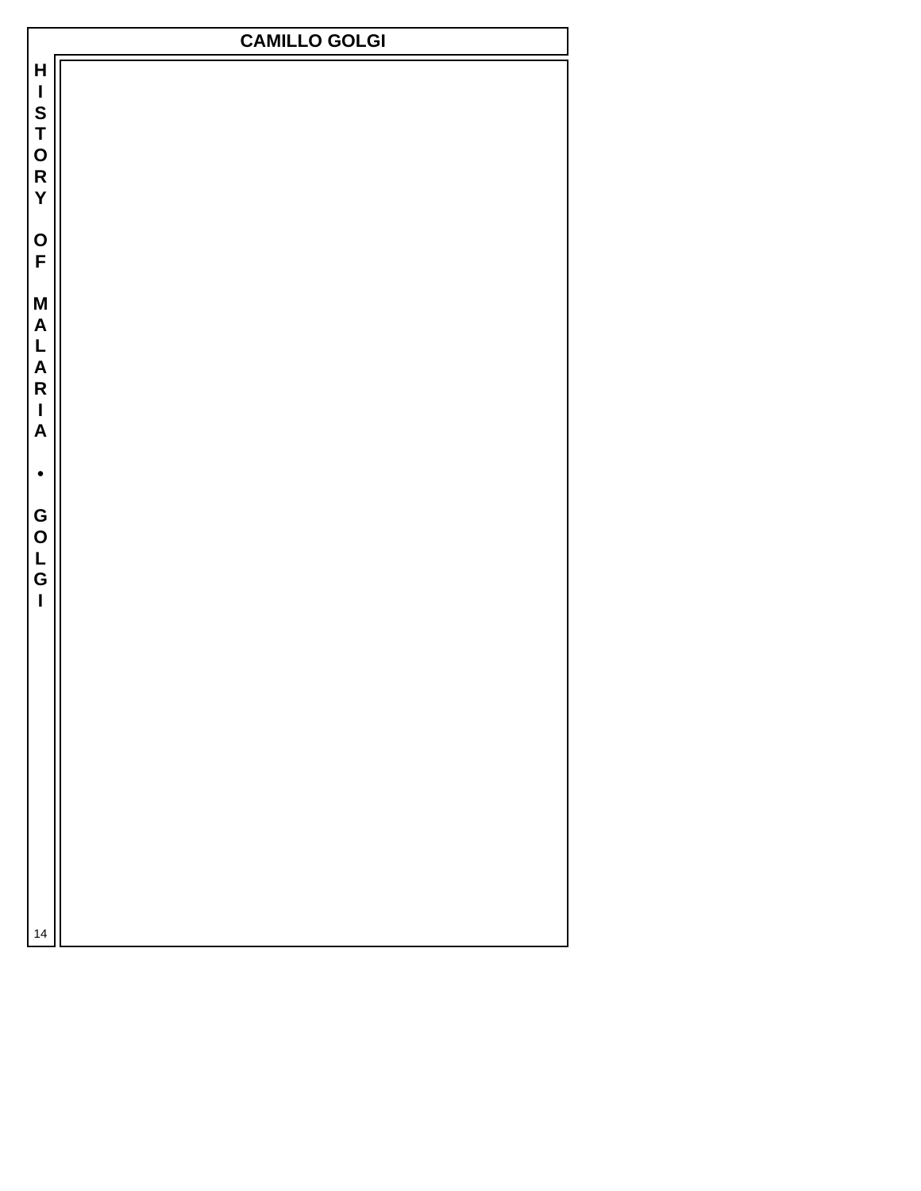# CAMILLO GOLGI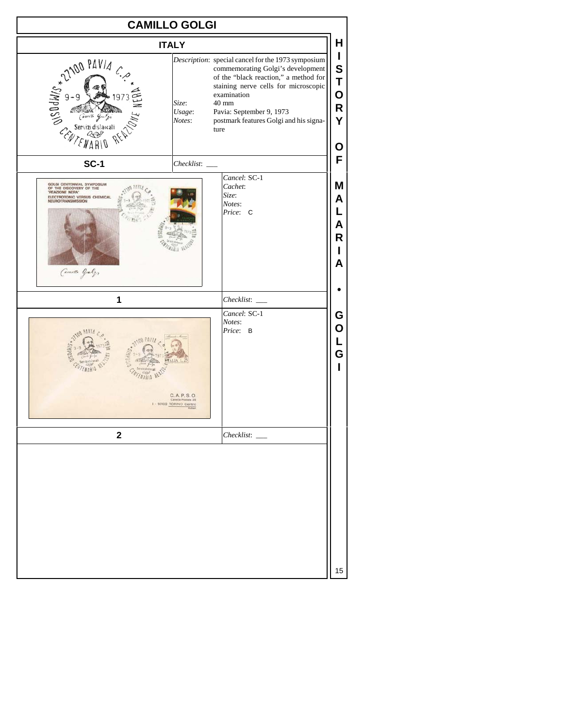# CAMILLO GOLGI

## ITALY

**SC-1**

*Description*: special cancel for the 1973 symposium commemorating Golgi's development of the "black reaction," a method for staining nerve cells for microscopic examination

*Size*: 40 mm

*Usage*: Pavia: September 9, 1973

*Notes*: postmark features Golgi and his signature

*Checklist*: ___

**1**

*Cancel*: SC-1

*Cachet*:

*Size*:

*Notes*:

*Price*: C

*Checklist*: ___

**2**

*Cancel*: SC-1

*Notes*:

*Price*: B

*Checklist*: ___

HISTORY OF MALARIA • GOLGI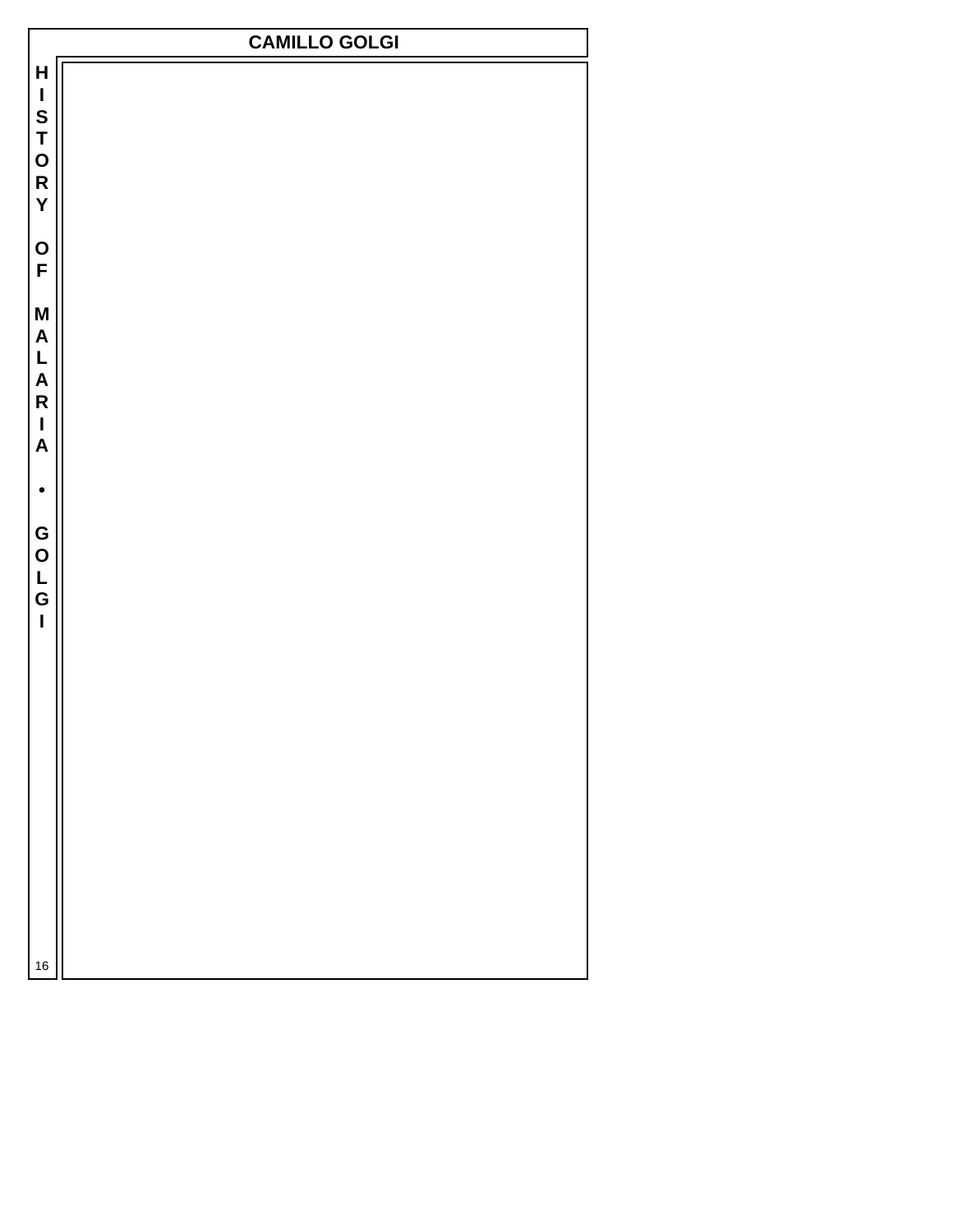# CAMILLO GOLGI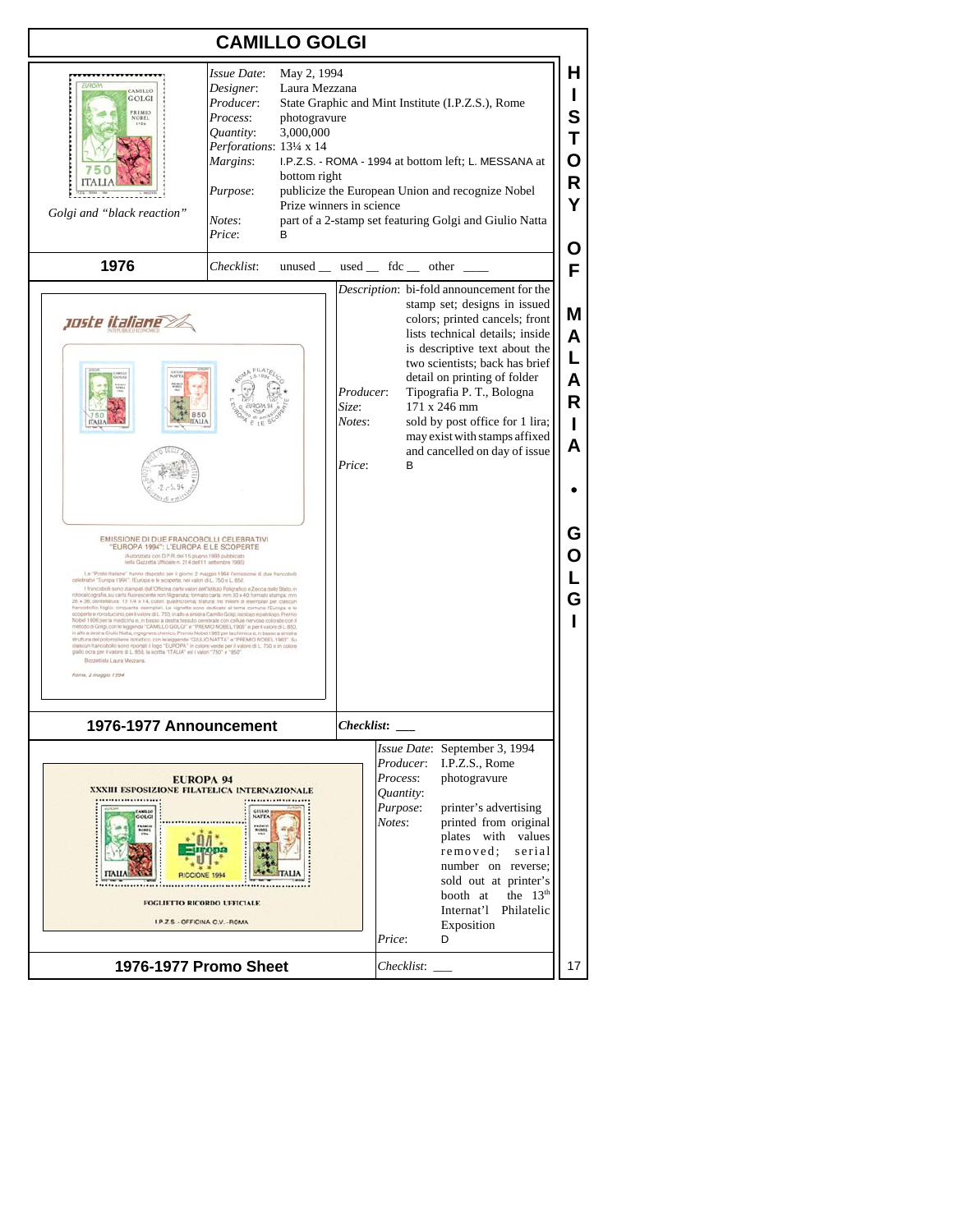# CAMILLO GOLGI

Golgi and "black reaction"

*Issue Date*: May 2, 1994
*Designer*: Laura Mezzana
*Producer*: State Graphic and Mint Institute (I.P.Z.S.), Rome
*Process*: photogravure
*Quantity*: 3,000,000
*Perforations*: 13¼ x 14
*Margins*: I.P.Z.S. - ROMA - 1994 at bottom left; L. MESSANA at bottom right
*Purpose*: publicize the European Union and recognize Nobel Prize winners in science
*Notes*: part of a 2-stamp set featuring Golgi and Giulio Natta
*Price*: B

**1976**

*Checklist*: unused __ used __ fdc __ other ____

*Description*: bi-fold announcement for the stamp set; designs in issued colors; printed cancels; front lists technical details; inside is descriptive text about the two scientists; back has brief detail on printing of folder
*Producer*: Tipografia P. T., Bologna
*Size*: 171 x 246 mm
*Notes*: sold by post office for 1 lira; may exist with stamps affixed and cancelled on day of issue
*Price*: B

**1976-1977 Announcement**

*Checklist*: ___

*Issue Date*: September 3, 1994
*Producer*: I.P.Z.S., Rome
*Process*: photogravure
*Quantity*:
*Purpose*: printer's advertising
*Notes*: printed from original plates with values removed; serial number on reverse; sold out at printer's booth at the 13th Internat'l Philatelic Exposition
*Price*: D

**1976-1977 Promo Sheet**

*Checklist*: ___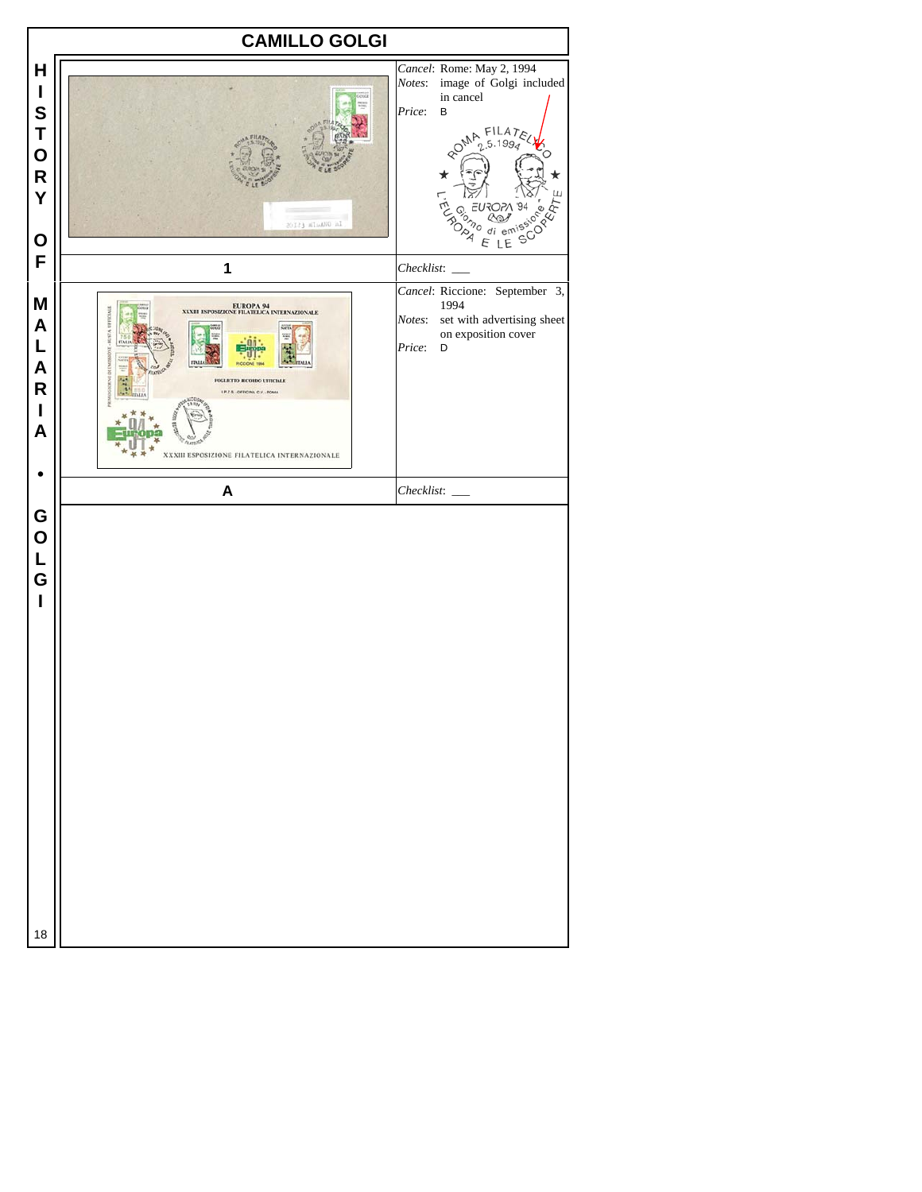# CAMILLO GOLGI

HISTORY OF MALARIA • GOLGI

| | |
|---|---|
| | *Cancel*: Rome: May 2, 1994<br>*Notes*: image of Golgi included in cancel<br>*Price*: B |
| **1** | *Checklist*: ___ |
| | *Cancel*: Riccione: September 3, 1994<br>*Notes*: set with advertising sheet on exposition cover<br>*Price*: D |
| **A** | *Checklist*: ___ |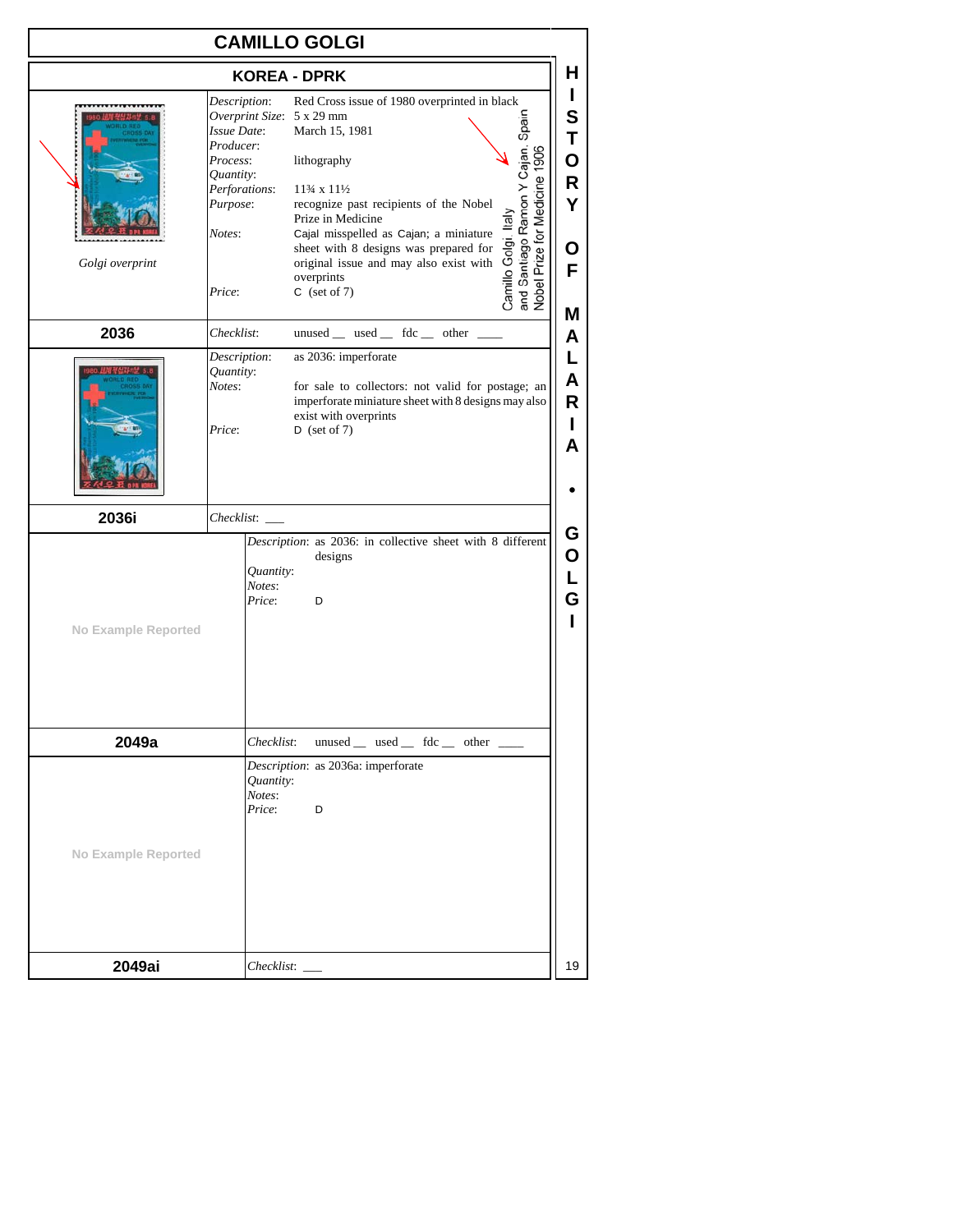# CAMILLO GOLGI

## KOREA - DPRK

Golgi overprint

Camillo Golgi, Italy and Santiago Ramon Y Cajan, Spain Nobel Prize for Medicine 1906

*Description*: Red Cross issue of 1980 overprinted in black
*Overprint Size*: 5 x 29 mm
*Issue Date*: March 15, 1981
*Producer*:
*Process*: lithography
*Quantity*:
*Perforations*: 11¾ x 11½
*Purpose*: recognize past recipients of the Nobel Prize in Medicine
*Notes*: Cajal misspelled as Cajan; a miniature sheet with 8 designs was prepared for original issue and may also exist with overprints
*Price*: C (set of 7)

**2036**

*Checklist*: unused __ used __ fdc __ other ____

*Description*: as 2036: imperforate
*Quantity*:
*Notes*: for sale to collectors: not valid for postage; an imperforate miniature sheet with 8 designs may also exist with overprints
*Price*: D (set of 7)

**2036i**

*Checklist*: ___

No Example Reported

*Description*: as 2036: in collective sheet with 8 different designs
*Quantity*:
*Notes*:
*Price*: D

**2049a**

*Checklist*: unused __ used __ fdc __ other ____

No Example Reported

*Description*: as 2036a: imperforate
*Quantity*:
*Notes*:
*Price*: D

**2049ai**

*Checklist*: ___

HISTORY OF MALARIA • GOLGI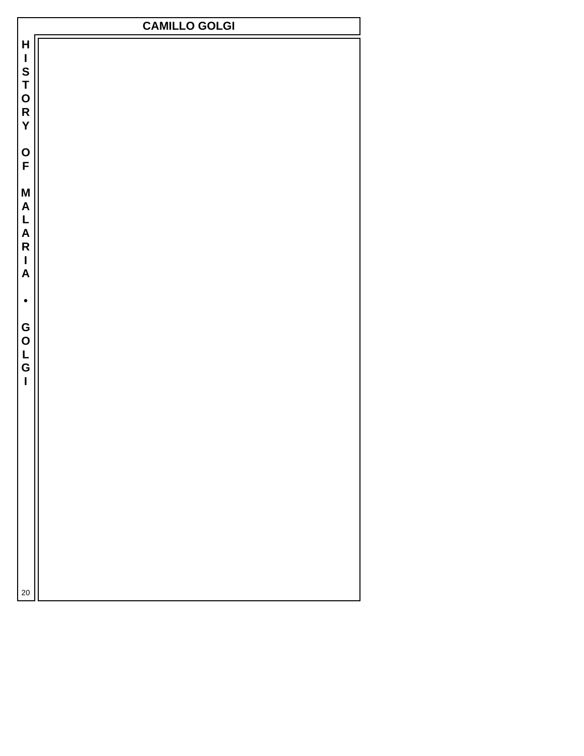# CAMILLO GOLGI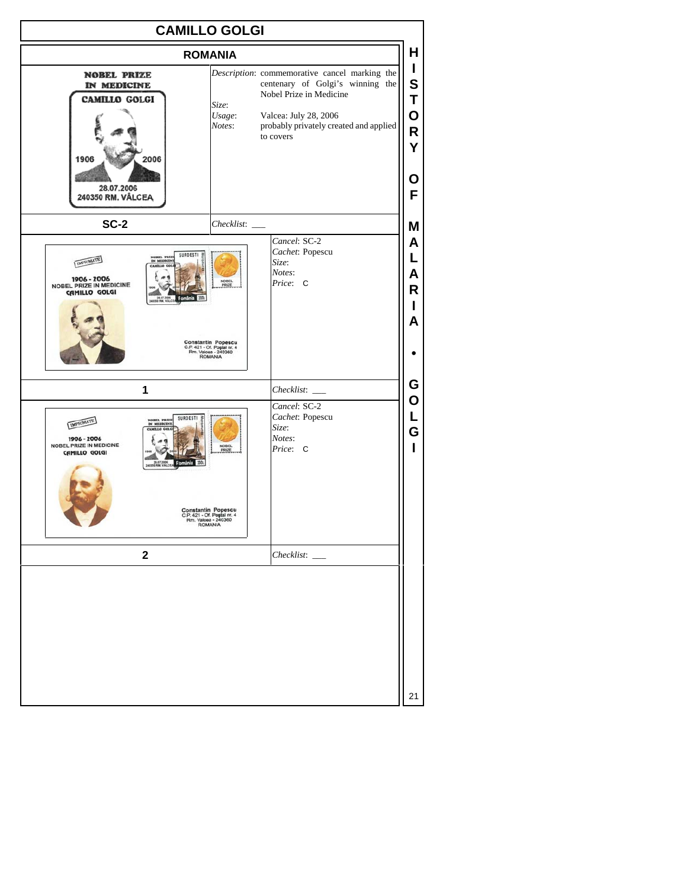# CAMILLO GOLGI

## ROMANIA

*Description*: commemorative cancel marking the centenary of Golgi's winning the Nobel Prize in Medicine

*Size*:

*Usage*: Valcea: July 28, 2006

*Notes*: probably privately created and applied to covers

**SC-2**

*Checklist*: ___

---

*Cancel*: SC-2

*Cachet*: Popescu

*Size*:

*Notes*:

*Price*: C

**1**

*Checklist*: ___

---

*Cancel*: SC-2

*Cachet*: Popescu

*Size*:

*Notes*:

*Price*: C

**2**

*Checklist*: ___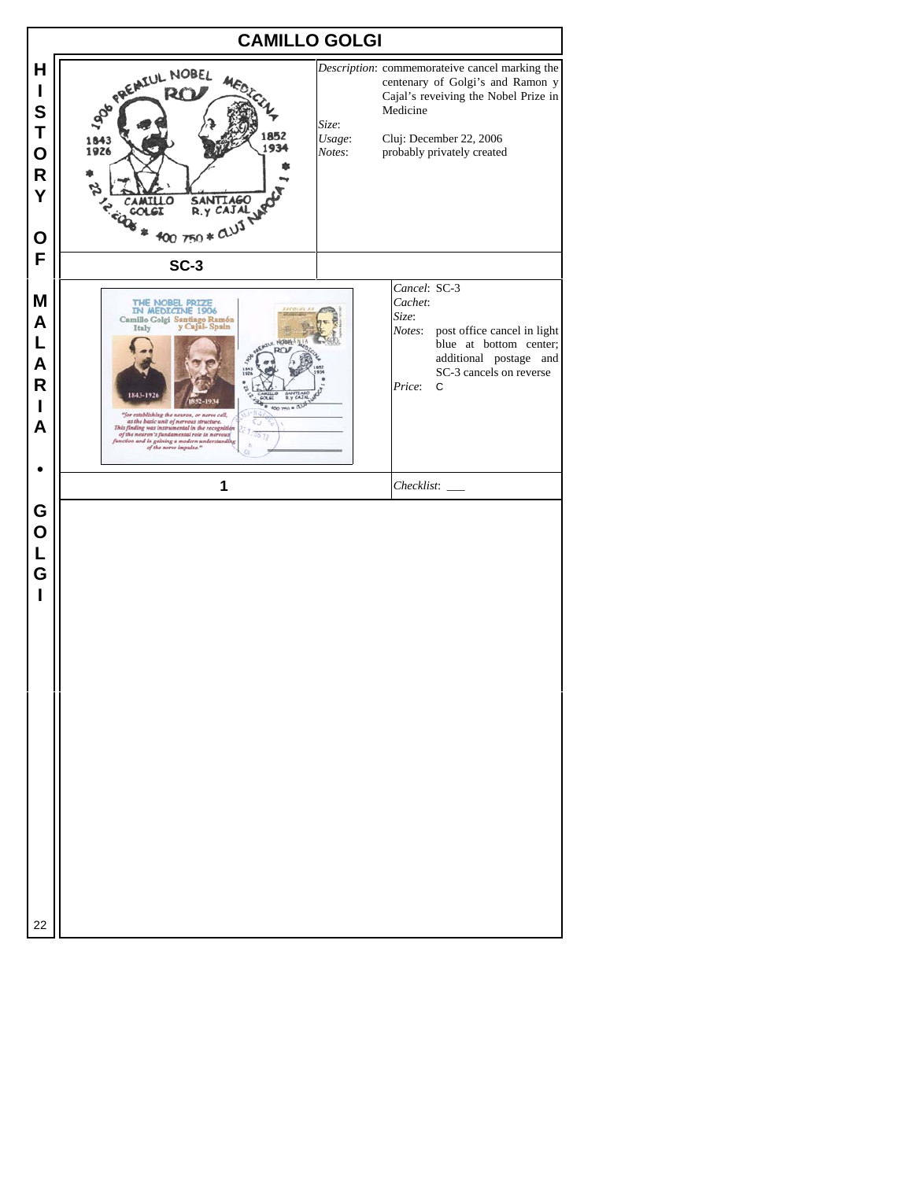# CAMILLO GOLGI

**SC-3**

*Description*: commemorateive cancel marking the centenary of Golgi's and Ramon y Cajal's reveiving the Nobel Prize in Medicine

*Size*:

*Usage*: Cluj: December 22, 2006

*Notes*: probably privately created

**1**

*Cancel*: SC-3

*Cachet*:

*Size*:

*Notes*: post office cancel in light blue at bottom center; additional postage and SC-3 cancels on reverse

*Price*: C

*Checklist*: ___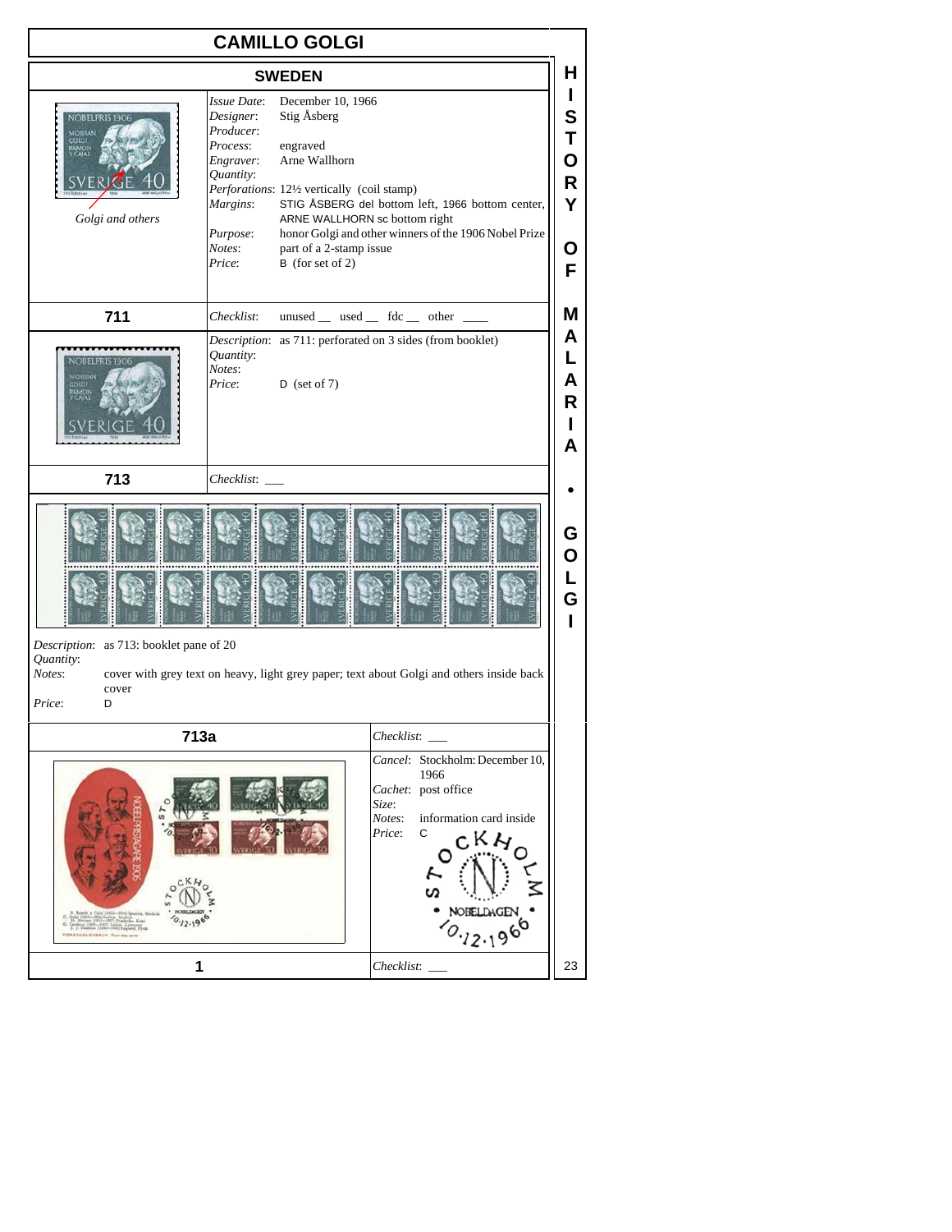# CAMILLO GOLGI

## SWEDEN

*Golgi and others*

*Issue Date*: December 10, 1966
*Designer*: Stig Åsberg
*Producer*:
*Process*: engraved
*Engraver*: Arne Wallhorn
*Quantity*:
*Perforations*: 12½ vertically (coil stamp)
*Margins*: STIG ÅSBERG del bottom left, 1966 bottom center, ARNE WALLHORN sc bottom right
*Purpose*: honor Golgi and other winners of the 1906 Nobel Prize
*Notes*: part of a 2-stamp issue
*Price*: B (for set of 2)

**711** — *Checklist*: unused __ used __ fdc __ other ____

*Description*: as 711: perforated on 3 sides (from booklet)
*Quantity*:
*Notes*:
*Price*: D (set of 7)

**713** — *Checklist*: ___

*Description*: as 713: booklet pane of 20
*Quantity*:
*Notes*: cover with grey text on heavy, light grey paper; text about Golgi and others inside back cover
*Price*: D

**713a** — *Checklist*: ___

*Cancel*: Stockholm: December 10, 1966
*Cachet*: post office
*Size*:
*Notes*: information card inside
*Price*: C

**1** — *Checklist*: ___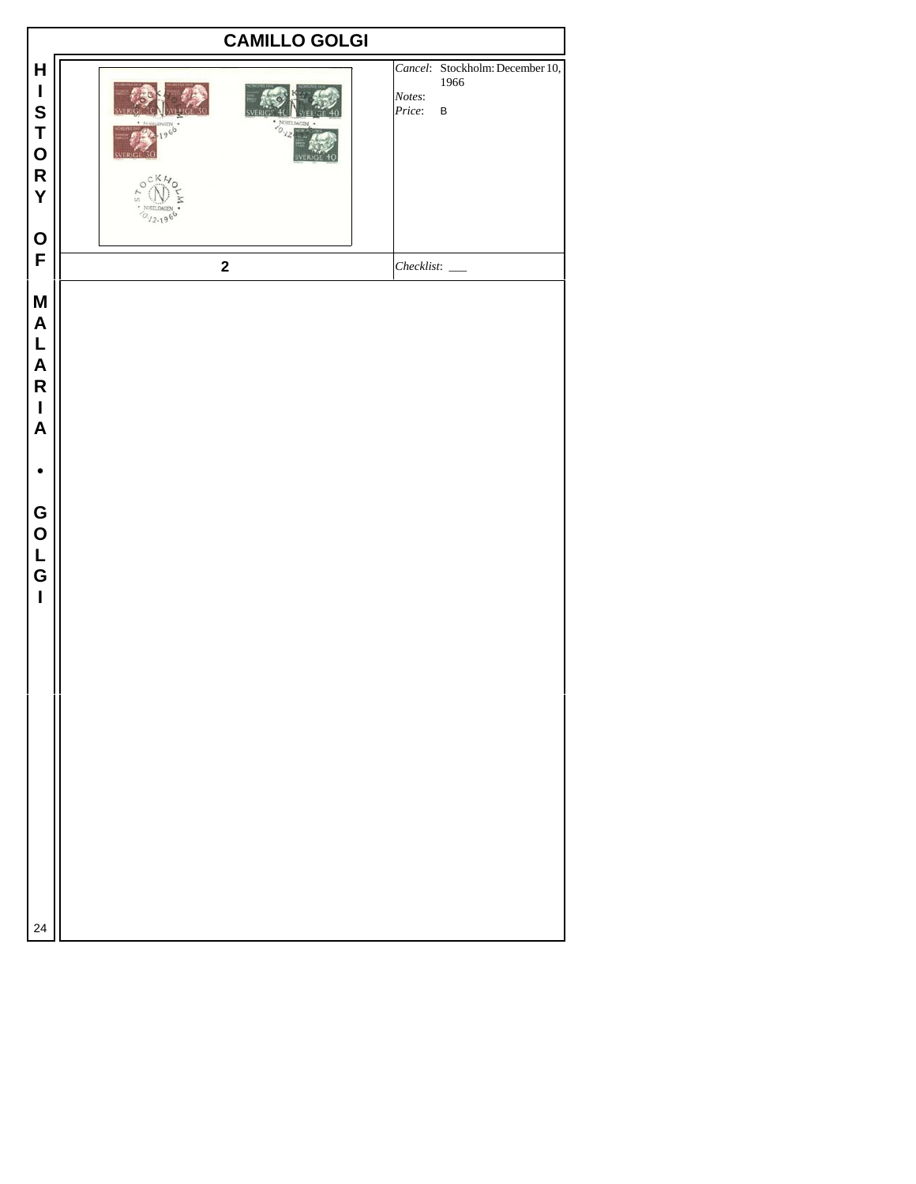# CAMILLO GOLGI

*Cancel*: Stockholm: December 10, 1966

*Notes*:

*Price*: B

**2**

*Checklist*: ___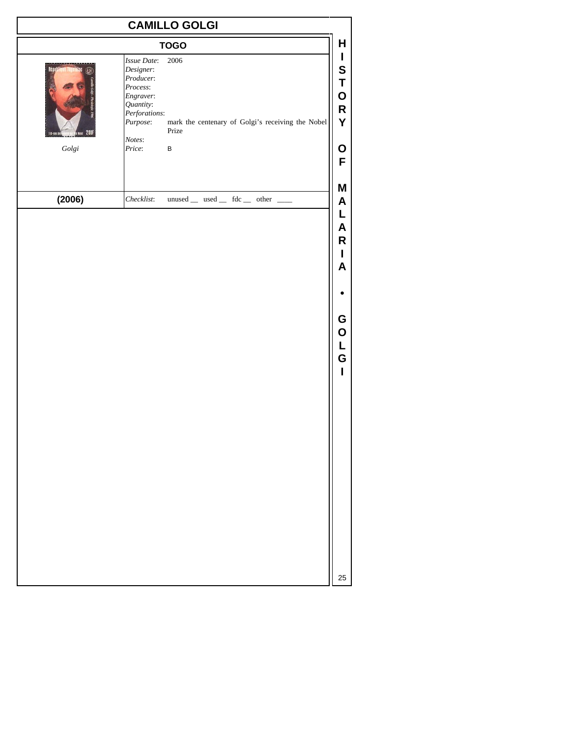# CAMILLO GOLGI

## TOGO

| | | |
|---|---|---|
| *Golgi* | *Issue Date*: | 2006 |
| | *Designer*: | |
| | *Producer*: | |
| | *Process*: | |
| | *Engraver*: | |
| | *Quantity*: | |
| | *Perforations*: | |
| | *Purpose*: | mark the centenary of Golgi's receiving the Nobel Prize |
| | *Notes*: | |
| | *Price*: | B |
| **(2006)** | *Checklist*: | unused __ used __ fdc __ other ____ |

HISTORY OF MALARIA • GOLGI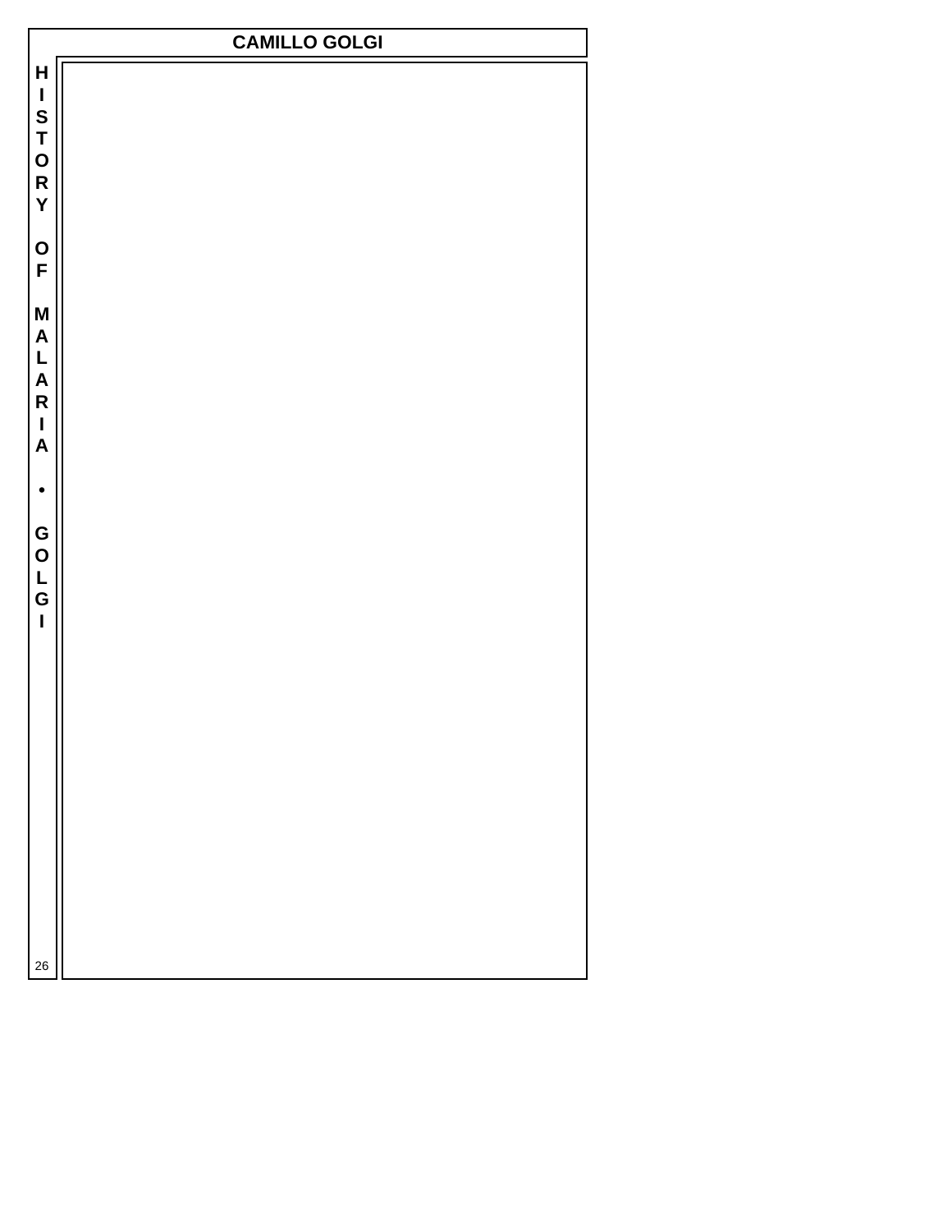# CAMILLO GOLGI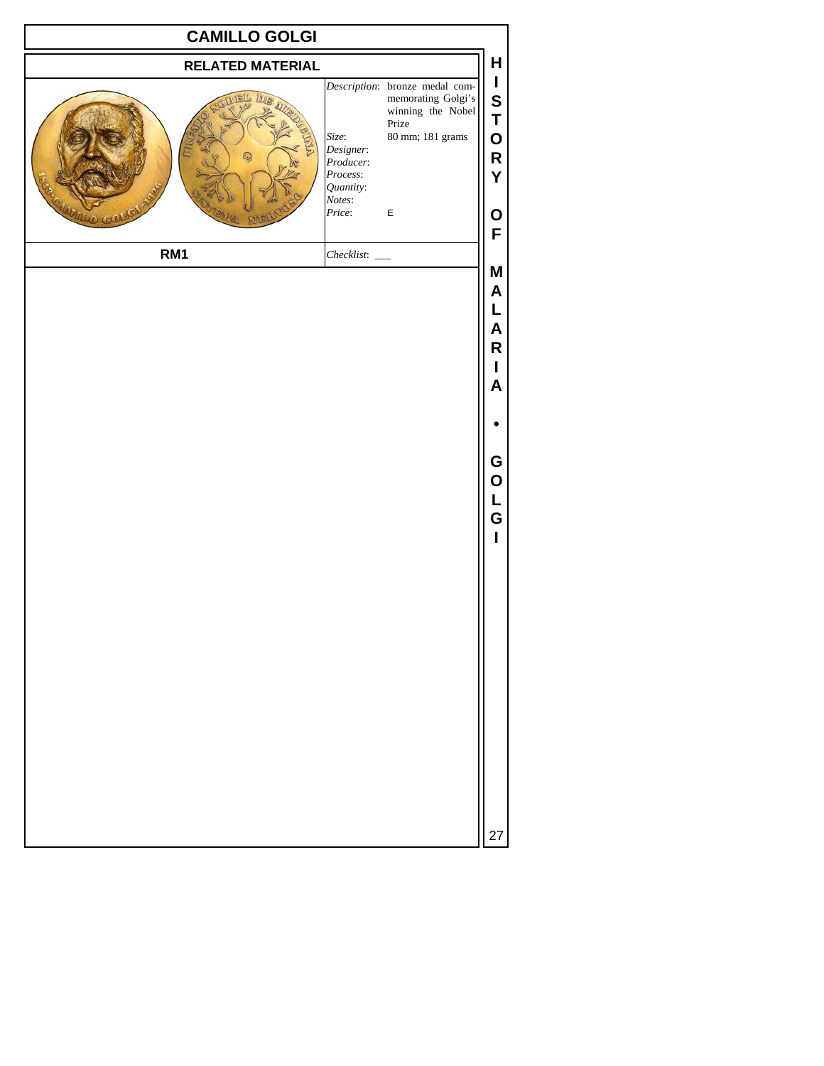# CAMILLO GOLGI

## RELATED MATERIAL

| | |
|---|---|
| *Description*: | bronze medal commemorating Golgi's winning the Nobel Prize |
| *Size*: | 80 mm; 181 grams |
| *Designer*: | |
| *Producer*: | |
| *Process*: | |
| *Quantity*: | |
| *Notes*: | |
| *Price*: | E |

**RM1**

*Checklist*: ___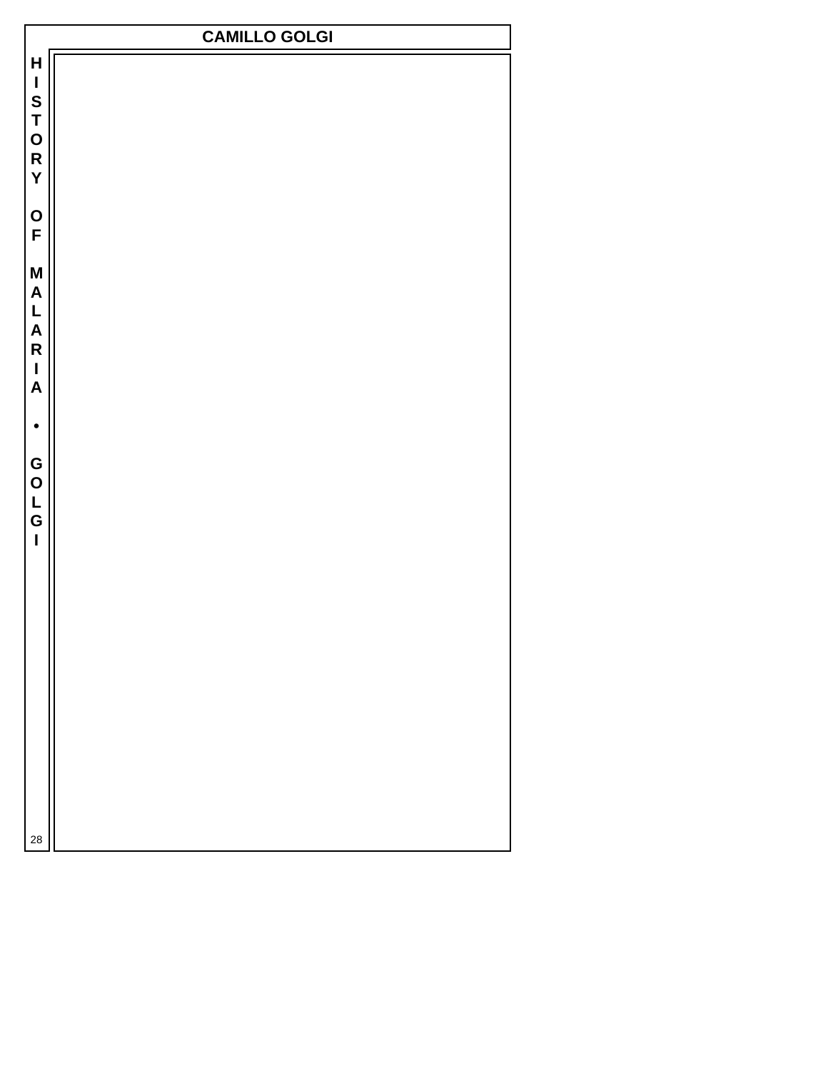# CAMILLO GOLGI